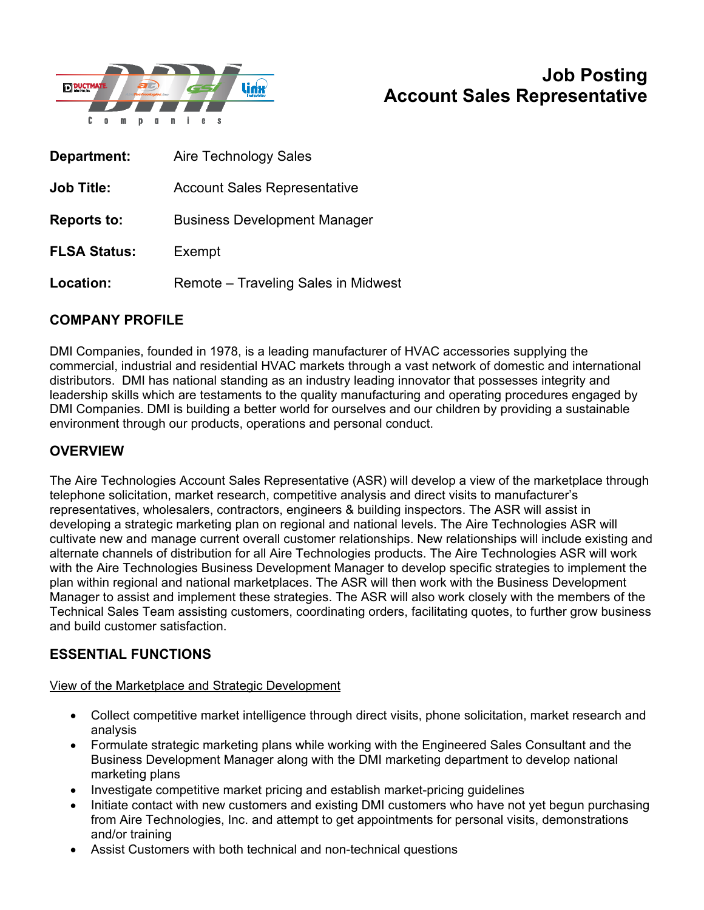# Job Posting
# Account Sales Representative

**Department:** Aire Technology Sales

**Job Title:** Account Sales Representative

**Reports to:** Business Development Manager

**FLSA Status:** Exempt

**Location:** Remote – Traveling Sales in Midwest

## COMPANY PROFILE

DMI Companies, founded in 1978, is a leading manufacturer of HVAC accessories supplying the commercial, industrial and residential HVAC markets through a vast network of domestic and international distributors. DMI has national standing as an industry leading innovator that possesses integrity and leadership skills which are testaments to the quality manufacturing and operating procedures engaged by DMI Companies. DMI is building a better world for ourselves and our children by providing a sustainable environment through our products, operations and personal conduct.

## OVERVIEW

The Aire Technologies Account Sales Representative (ASR) will develop a view of the marketplace through telephone solicitation, market research, competitive analysis and direct visits to manufacturer's representatives, wholesalers, contractors, engineers & building inspectors. The ASR will assist in developing a strategic marketing plan on regional and national levels. The Aire Technologies ASR will cultivate new and manage current overall customer relationships. New relationships will include existing and alternate channels of distribution for all Aire Technologies products. The Aire Technologies ASR will work with the Aire Technologies Business Development Manager to develop specific strategies to implement the plan within regional and national marketplaces. The ASR will then work with the Business Development Manager to assist and implement these strategies. The ASR will also work closely with the members of the Technical Sales Team assisting customers, coordinating orders, facilitating quotes, to further grow business and build customer satisfaction.

## ESSENTIAL FUNCTIONS

<u>View of the Marketplace and Strategic Development</u>

- Collect competitive market intelligence through direct visits, phone solicitation, market research and analysis
- Formulate strategic marketing plans while working with the Engineered Sales Consultant and the Business Development Manager along with the DMI marketing department to develop national marketing plans
- Investigate competitive market pricing and establish market-pricing guidelines
- Initiate contact with new customers and existing DMI customers who have not yet begun purchasing from Aire Technologies, Inc. and attempt to get appointments for personal visits, demonstrations and/or training
- Assist Customers with both technical and non-technical questions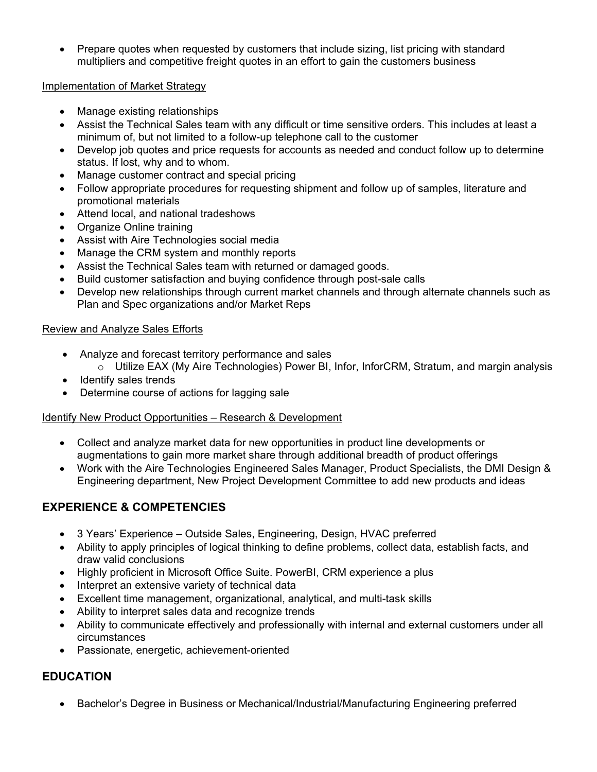- Prepare quotes when requested by customers that include sizing, list pricing with standard multipliers and competitive freight quotes in an effort to gain the customers business

<u>Implementation of Market Strategy</u>

- Manage existing relationships
- Assist the Technical Sales team with any difficult or time sensitive orders. This includes at least a minimum of, but not limited to a follow-up telephone call to the customer
- Develop job quotes and price requests for accounts as needed and conduct follow up to determine status. If lost, why and to whom.
- Manage customer contract and special pricing
- Follow appropriate procedures for requesting shipment and follow up of samples, literature and promotional materials
- Attend local, and national tradeshows
- Organize Online training
- Assist with Aire Technologies social media
- Manage the CRM system and monthly reports
- Assist the Technical Sales team with returned or damaged goods.
- Build customer satisfaction and buying confidence through post-sale calls
- Develop new relationships through current market channels and through alternate channels such as Plan and Spec organizations and/or Market Reps

<u>Review and Analyze Sales Efforts</u>

- Analyze and forecast territory performance and sales
  - Utilize EAX (My Aire Technologies) Power BI, Infor, InforCRM, Stratum, and margin analysis
- Identify sales trends
- Determine course of actions for lagging sale

<u>Identify New Product Opportunities – Research & Development</u>

- Collect and analyze market data for new opportunities in product line developments or augmentations to gain more market share through additional breadth of product offerings
- Work with the Aire Technologies Engineered Sales Manager, Product Specialists, the DMI Design & Engineering department, New Project Development Committee to add new products and ideas

## EXPERIENCE & COMPETENCIES

- 3 Years' Experience – Outside Sales, Engineering, Design, HVAC preferred
- Ability to apply principles of logical thinking to define problems, collect data, establish facts, and draw valid conclusions
- Highly proficient in Microsoft Office Suite. PowerBI, CRM experience a plus
- Interpret an extensive variety of technical data
- Excellent time management, organizational, analytical, and multi-task skills
- Ability to interpret sales data and recognize trends
- Ability to communicate effectively and professionally with internal and external customers under all circumstances
- Passionate, energetic, achievement-oriented

## EDUCATION

- Bachelor's Degree in Business or Mechanical/Industrial/Manufacturing Engineering preferred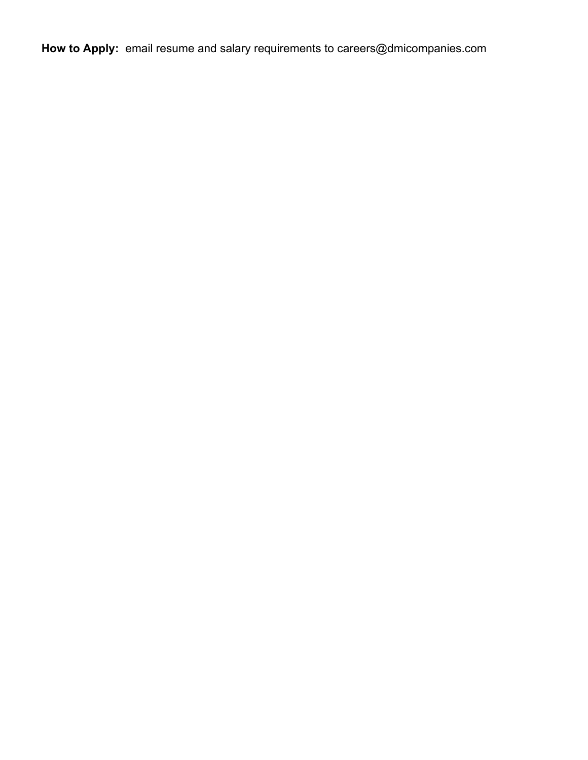**How to Apply:** email resume and salary requirements to careers@dmicompanies.com